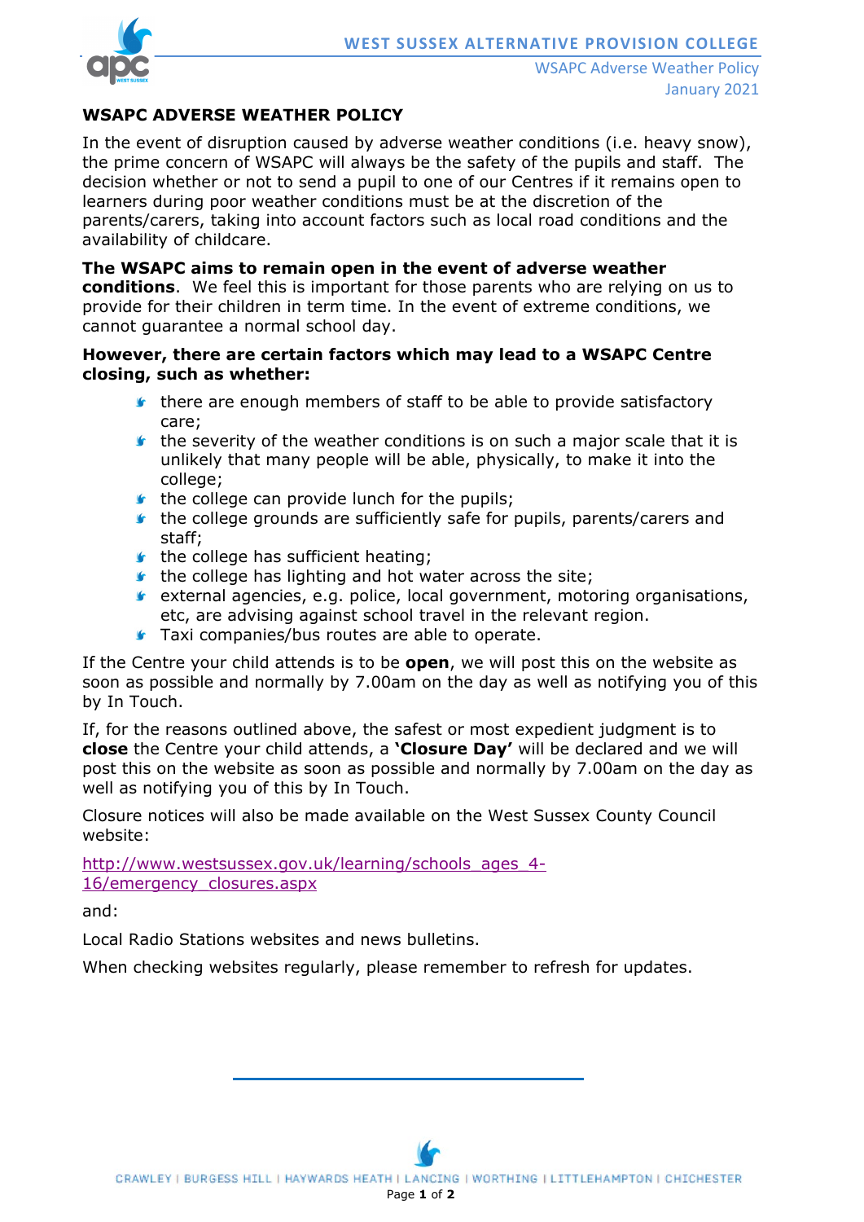# WSAPC ADVERSE WEATHER POLICY

In the event of disruption caused by adverse weather conditions (i.e. heavy snow), the prime concern of WSAPC will always be the safety of the pupils and staff. The decision whether or not to send a pupil to one of our Centres if it remains open to learners during poor weather conditions must be at the discretion of the parents/carers, taking into account factors such as local road conditions and the availability of childcare.

**The WSAPC aims to remain open in the event of adverse weather conditions**. We feel this is important for those parents who are relying on us to provide for their children in term time. In the event of extreme conditions, we cannot guarantee a normal school day.

**However, there are certain factors which may lead to a WSAPC Centre closing, such as whether:**

- there are enough members of staff to be able to provide satisfactory care;
- the severity of the weather conditions is on such a major scale that it is unlikely that many people will be able, physically, to make it into the college;
- the college can provide lunch for the pupils;
- the college grounds are sufficiently safe for pupils, parents/carers and staff;
- the college has sufficient heating;
- the college has lighting and hot water across the site;
- external agencies, e.g. police, local government, motoring organisations, etc, are advising against school travel in the relevant region.
- Taxi companies/bus routes are able to operate.

If the Centre your child attends is to be **open**, we will post this on the website as soon as possible and normally by 7.00am on the day as well as notifying you of this by In Touch.

If, for the reasons outlined above, the safest or most expedient judgment is to **close** the Centre your child attends, a **'Closure Day'** will be declared and we will post this on the website as soon as possible and normally by 7.00am on the day as well as notifying you of this by In Touch.

Closure notices will also be made available on the West Sussex County Council website:

http://www.westsussex.gov.uk/learning/schools_ages_4-16/emergency_closures.aspx

and:

Local Radio Stations websites and news bulletins.

When checking websites regularly, please remember to refresh for updates.

CRAWLEY | BURGESS HILL | HAYWARDS HEATH | LANCING | WORTHING | LITTLEHAMPTON | CHICHESTER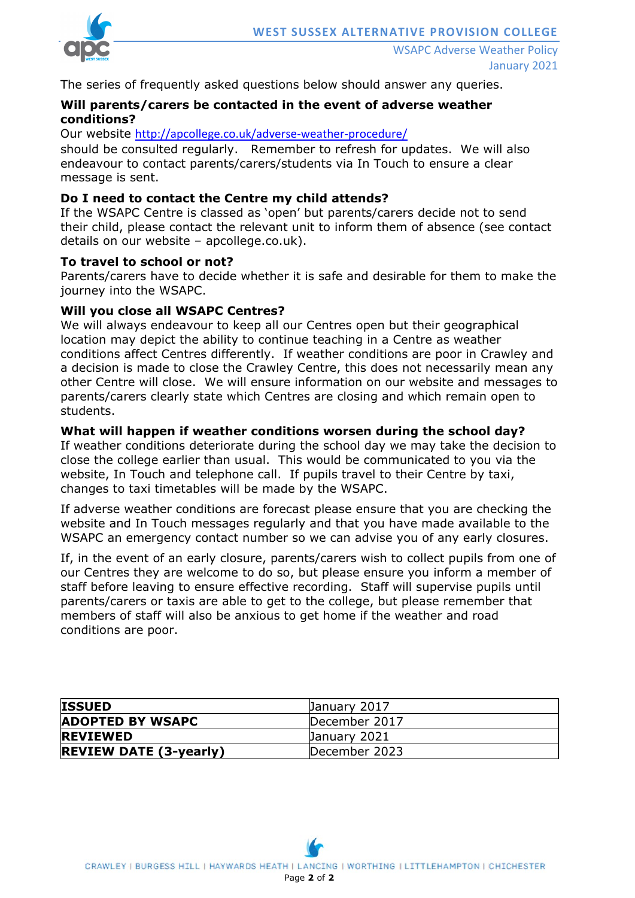The series of frequently asked questions below should answer any queries.

**Will parents/carers be contacted in the event of adverse weather conditions?**

Our website http://apcollege.co.uk/adverse-weather-procedure/ should be consulted regularly. Remember to refresh for updates. We will also endeavour to contact parents/carers/students via In Touch to ensure a clear message is sent.

**Do I need to contact the Centre my child attends?**

If the WSAPC Centre is classed as 'open' but parents/carers decide not to send their child, please contact the relevant unit to inform them of absence (see contact details on our website – apcollege.co.uk).

**To travel to school or not?**

Parents/carers have to decide whether it is safe and desirable for them to make the journey into the WSAPC.

**Will you close all WSAPC Centres?**

We will always endeavour to keep all our Centres open but their geographical location may depict the ability to continue teaching in a Centre as weather conditions affect Centres differently. If weather conditions are poor in Crawley and a decision is made to close the Crawley Centre, this does not necessarily mean any other Centre will close. We will ensure information on our website and messages to parents/carers clearly state which Centres are closing and which remain open to students.

**What will happen if weather conditions worsen during the school day?**

If weather conditions deteriorate during the school day we may take the decision to close the college earlier than usual. This would be communicated to you via the website, In Touch and telephone call. If pupils travel to their Centre by taxi, changes to taxi timetables will be made by the WSAPC.

If adverse weather conditions are forecast please ensure that you are checking the website and In Touch messages regularly and that you have made available to the WSAPC an emergency contact number so we can advise you of any early closures.

If, in the event of an early closure, parents/carers wish to collect pupils from one of our Centres they are welcome to do so, but please ensure you inform a member of staff before leaving to ensure effective recording. Staff will supervise pupils until parents/carers or taxis are able to get to the college, but please remember that members of staff will also be anxious to get home if the weather and road conditions are poor.

| | |
|---|---|
| **ISSUED** | January 2017 |
| **ADOPTED BY WSAPC** | December 2017 |
| **REVIEWED** | January 2021 |
| **REVIEW DATE (3-yearly)** | December 2023 |